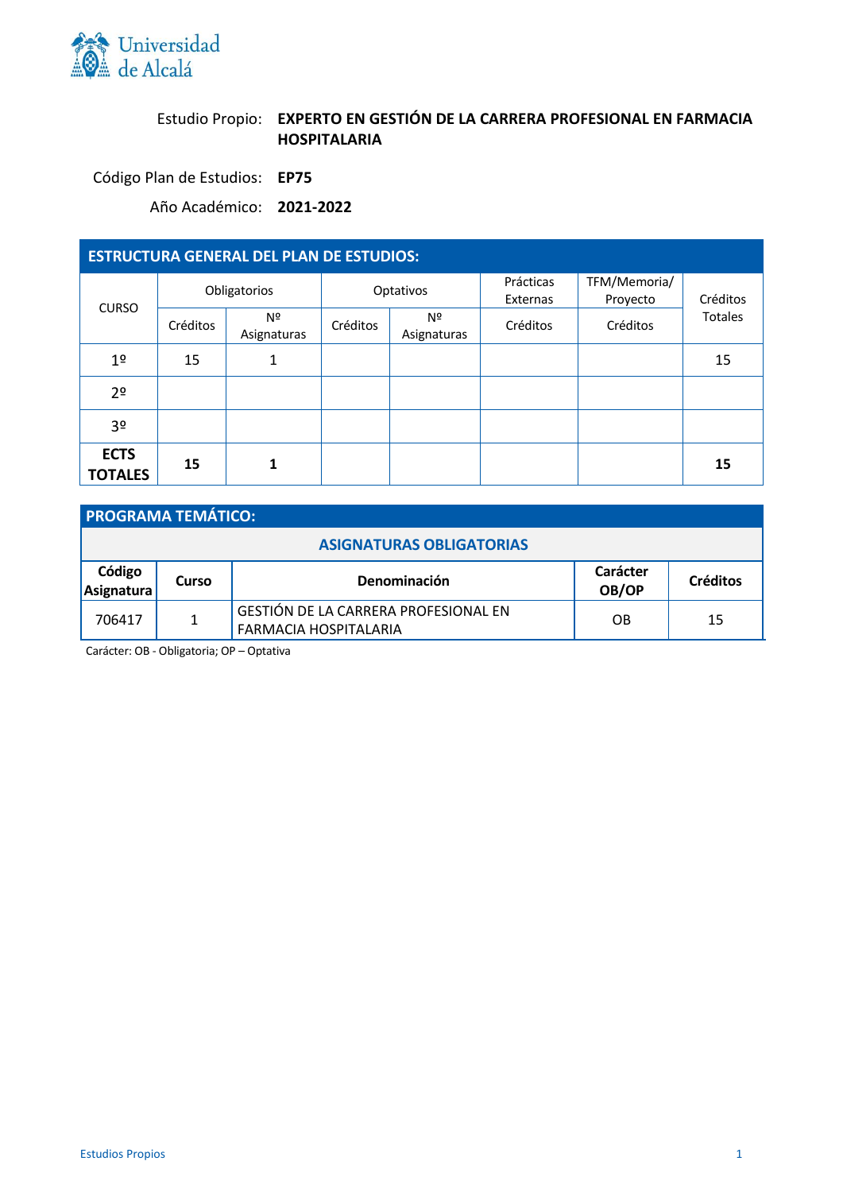Estudio Propio: **EXPERTO EN GESTIÓN DE LA CARRERA PROFESIONAL EN FARMACIA HOSPITALARIA**

Código Plan de Estudios: **EP75**

Año Académico: **2021-2022**

## ESTRUCTURA GENERAL DEL PLAN DE ESTUDIOS:

| CURSO | Obligatorios | | Optativos | | Prácticas Externas | TFM/Memoria/ Proyecto | Créditos Totales |
|---|---|---|---|---|---|---|---|
| | Créditos | Nº Asignaturas | Créditos | Nº Asignaturas | Créditos | Créditos | |
| 1º | 15 | 1 | | | | | 15 |
| 2º | | | | | | | |
| 3º | | | | | | | |
| **ECTS TOTALES** | **15** | **1** | | | | | **15** |

## PROGRAMA TEMÁTICO:

### ASIGNATURAS OBLIGATORIAS

| Código Asignatura | Curso | Denominación | Carácter OB/OP | Créditos |
|---|---|---|---|---|
| 706417 | 1 | GESTIÓN DE LA CARRERA PROFESIONAL EN FARMACIA HOSPITALARIA | OB | 15 |

Carácter: OB - Obligatoria; OP – Optativa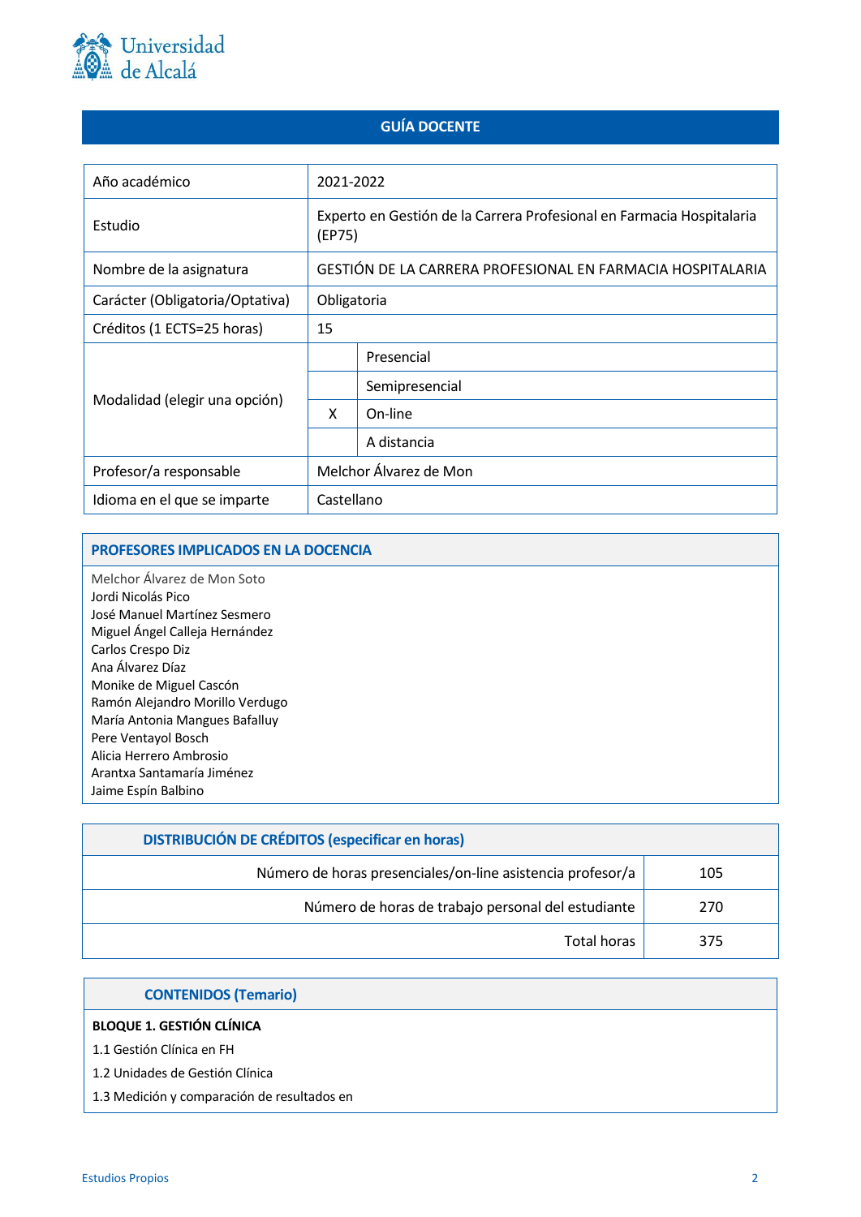# GUÍA DOCENTE

| Año académico | 2021-2022 | |
|---|---|---|
| Estudio | Experto en Gestión de la Carrera Profesional en Farmacia Hospitalaria (EP75) | |
| Nombre de la asignatura | GESTIÓN DE LA CARRERA PROFESIONAL EN FARMACIA HOSPITALARIA | |
| Carácter (Obligatoria/Optativa) | Obligatoria | |
| Créditos (1 ECTS=25 horas) | 15 | |
| Modalidad (elegir una opción) | | Presencial |
| | | Semipresencial |
| | X | On-line |
| | | A distancia |
| Profesor/a responsable | Melchor Álvarez de Mon | |
| Idioma en el que se imparte | Castellano | |

## PROFESORES IMPLICADOS EN LA DOCENCIA

Melchor Álvarez de Mon Soto
Jordi Nicolás Pico
José Manuel Martínez Sesmero
Miguel Ángel Calleja Hernández
Carlos Crespo Diz
Ana Álvarez Díaz
Monike de Miguel Cascón
Ramón Alejandro Morillo Verdugo
María Antonia Mangues Bafalluy
Pere Ventayol Bosch
Alicia Herrero Ambrosio
Arantxa Santamaría Jiménez
Jaime Espín Balbino

## DISTRIBUCIÓN DE CRÉDITOS (especificar en horas)

| | |
|---|---|
| Número de horas presenciales/on-line asistencia profesor/a | 105 |
| Número de horas de trabajo personal del estudiante | 270 |
| Total horas | 375 |

## CONTENIDOS (Temario)

**BLOQUE 1. GESTIÓN CLÍNICA**

1.1 Gestión Clínica en FH

1.2 Unidades de Gestión Clínica

1.3 Medición y comparación de resultados en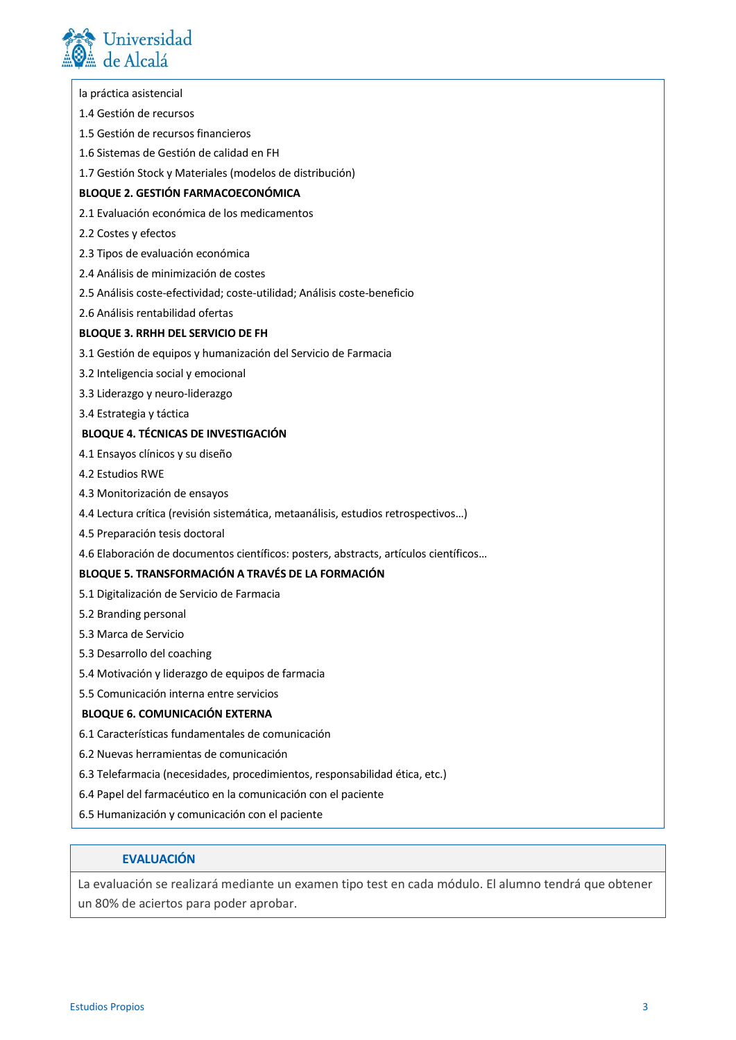la práctica asistencial

1.4 Gestión de recursos

1.5 Gestión de recursos financieros

1.6 Sistemas de Gestión de calidad en FH

1.7 Gestión Stock y Materiales (modelos de distribución)

**BLOQUE 2. GESTIÓN FARMACOECONÓMICA**

2.1 Evaluación económica de los medicamentos

2.2 Costes y efectos

2.3 Tipos de evaluación económica

2.4 Análisis de minimización de costes

2.5 Análisis coste-efectividad; coste-utilidad; Análisis coste-beneficio

2.6 Análisis rentabilidad ofertas

**BLOQUE 3. RRHH DEL SERVICIO DE FH**

3.1 Gestión de equipos y humanización del Servicio de Farmacia

3.2 Inteligencia social y emocional

3.3 Liderazgo y neuro-liderazgo

3.4 Estrategia y táctica

**BLOQUE 4. TÉCNICAS DE INVESTIGACIÓN**

4.1 Ensayos clínicos y su diseño

4.2 Estudios RWE

4.3 Monitorización de ensayos

4.4 Lectura crítica (revisión sistemática, metaanálisis, estudios retrospectivos…)

4.5 Preparación tesis doctoral

4.6 Elaboración de documentos científicos: posters, abstracts, artículos científicos…

**BLOQUE 5. TRANSFORMACIÓN A TRAVÉS DE LA FORMACIÓN**

5.1 Digitalización de Servicio de Farmacia

5.2 Branding personal

5.3 Marca de Servicio

5.3 Desarrollo del coaching

5.4 Motivación y liderazgo de equipos de farmacia

5.5 Comunicación interna entre servicios

**BLOQUE 6. COMUNICACIÓN EXTERNA**

6.1 Características fundamentales de comunicación

6.2 Nuevas herramientas de comunicación

6.3 Telefarmacia (necesidades, procedimientos, responsabilidad ética, etc.)

6.4 Papel del farmacéutico en la comunicación con el paciente

6.5 Humanización y comunicación con el paciente

## EVALUACIÓN

La evaluación se realizará mediante un examen tipo test en cada módulo. El alumno tendrá que obtener un 80% de aciertos para poder aprobar.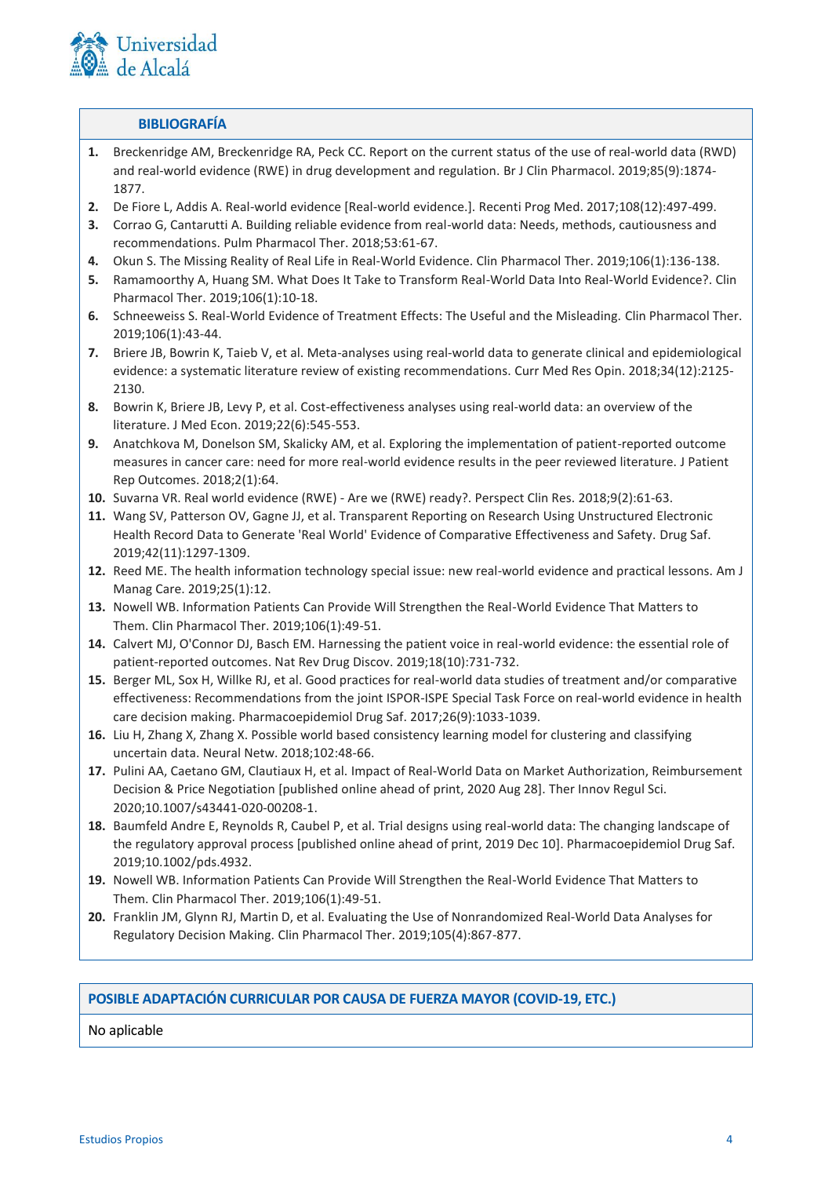## BIBLIOGRAFÍA

1. Breckenridge AM, Breckenridge RA, Peck CC. Report on the current status of the use of real-world data (RWD) and real-world evidence (RWE) in drug development and regulation. Br J Clin Pharmacol. 2019;85(9):1874-1877.
2. De Fiore L, Addis A. Real-world evidence [Real-world evidence.]. Recenti Prog Med. 2017;108(12):497-499.
3. Corrao G, Cantarutti A. Building reliable evidence from real-world data: Needs, methods, cautiousness and recommendations. Pulm Pharmacol Ther. 2018;53:61-67.
4. Okun S. The Missing Reality of Real Life in Real-World Evidence. Clin Pharmacol Ther. 2019;106(1):136-138.
5. Ramamoorthy A, Huang SM. What Does It Take to Transform Real-World Data Into Real-World Evidence?. Clin Pharmacol Ther. 2019;106(1):10-18.
6. Schneeweiss S. Real-World Evidence of Treatment Effects: The Useful and the Misleading. Clin Pharmacol Ther. 2019;106(1):43-44.
7. Briere JB, Bowrin K, Taieb V, et al. Meta-analyses using real-world data to generate clinical and epidemiological evidence: a systematic literature review of existing recommendations. Curr Med Res Opin. 2018;34(12):2125-2130.
8. Bowrin K, Briere JB, Levy P, et al. Cost-effectiveness analyses using real-world data: an overview of the literature. J Med Econ. 2019;22(6):545-553.
9. Anatchkova M, Donelson SM, Skalicky AM, et al. Exploring the implementation of patient-reported outcome measures in cancer care: need for more real-world evidence results in the peer reviewed literature. J Patient Rep Outcomes. 2018;2(1):64.
10. Suvarna VR. Real world evidence (RWE) - Are we (RWE) ready?. Perspect Clin Res. 2018;9(2):61-63.
11. Wang SV, Patterson OV, Gagne JJ, et al. Transparent Reporting on Research Using Unstructured Electronic Health Record Data to Generate 'Real World' Evidence of Comparative Effectiveness and Safety. Drug Saf. 2019;42(11):1297-1309.
12. Reed ME. The health information technology special issue: new real-world evidence and practical lessons. Am J Manag Care. 2019;25(1):12.
13. Nowell WB. Information Patients Can Provide Will Strengthen the Real-World Evidence That Matters to Them. Clin Pharmacol Ther. 2019;106(1):49-51.
14. Calvert MJ, O'Connor DJ, Basch EM. Harnessing the patient voice in real-world evidence: the essential role of patient-reported outcomes. Nat Rev Drug Discov. 2019;18(10):731-732.
15. Berger ML, Sox H, Willke RJ, et al. Good practices for real-world data studies of treatment and/or comparative effectiveness: Recommendations from the joint ISPOR-ISPE Special Task Force on real-world evidence in health care decision making. Pharmacoepidemiol Drug Saf. 2017;26(9):1033-1039.
16. Liu H, Zhang X, Zhang X. Possible world based consistency learning model for clustering and classifying uncertain data. Neural Netw. 2018;102:48-66.
17. Pulini AA, Caetano GM, Clautiaux H, et al. Impact of Real-World Data on Market Authorization, Reimbursement Decision & Price Negotiation [published online ahead of print, 2020 Aug 28]. Ther Innov Regul Sci. 2020;10.1007/s43441-020-00208-1.
18. Baumfeld Andre E, Reynolds R, Caubel P, et al. Trial designs using real-world data: The changing landscape of the regulatory approval process [published online ahead of print, 2019 Dec 10]. Pharmacoepidemiol Drug Saf. 2019;10.1002/pds.4932.
19. Nowell WB. Information Patients Can Provide Will Strengthen the Real-World Evidence That Matters to Them. Clin Pharmacol Ther. 2019;106(1):49-51.
20. Franklin JM, Glynn RJ, Martin D, et al. Evaluating the Use of Nonrandomized Real-World Data Analyses for Regulatory Decision Making. Clin Pharmacol Ther. 2019;105(4):867-877.

## POSIBLE ADAPTACIÓN CURRICULAR POR CAUSA DE FUERZA MAYOR (COVID-19, ETC.)

No aplicable